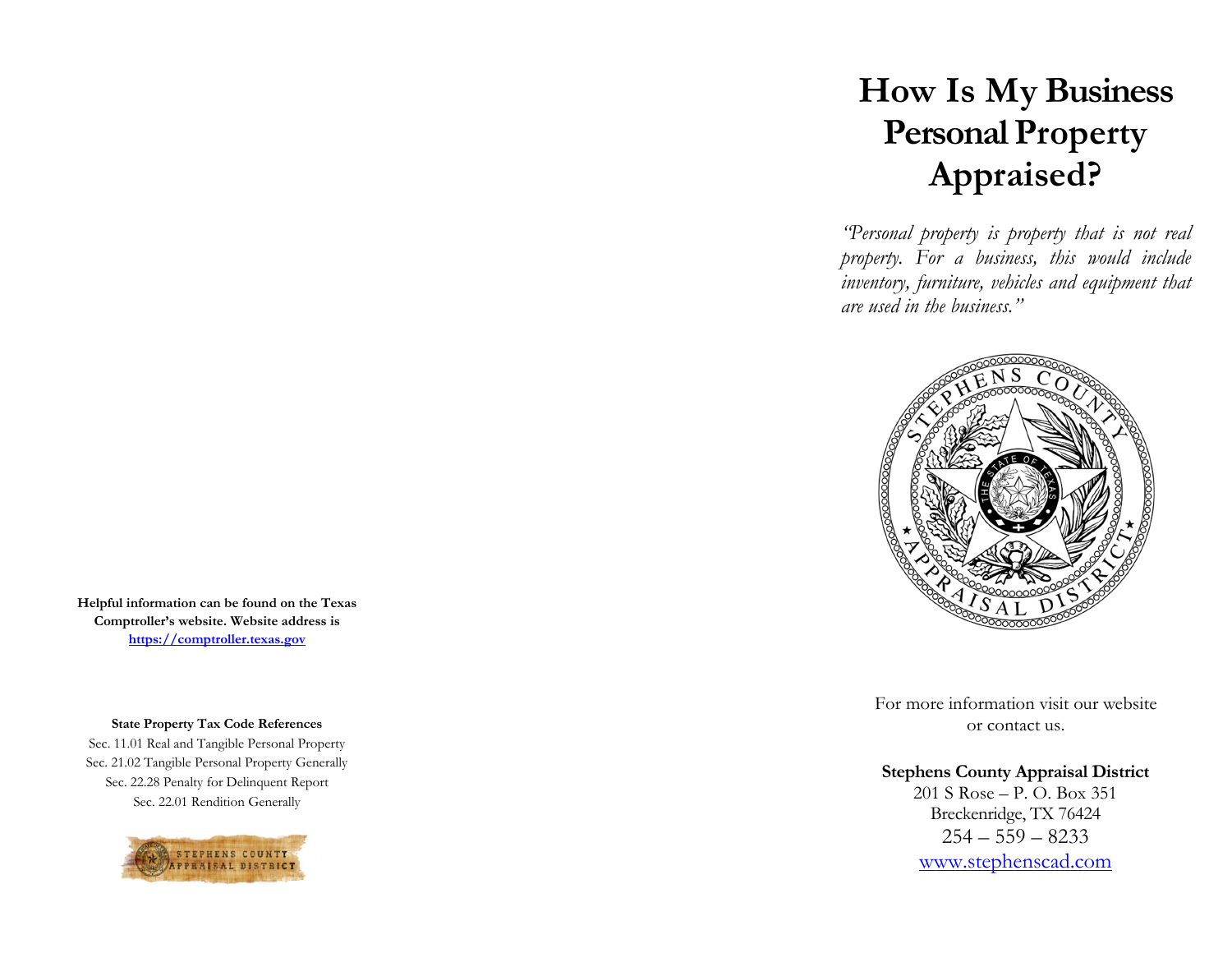**Helpful information can be found on the Texas Comptroller's website. Website address is [https://comptroller.texas.gov](https://comptroller.texas.gov)**

**State Property Tax Code References**

Sec. 11.01 Real and Tangible Personal Property
Sec. 21.02 Tangible Personal Property Generally
Sec. 22.28 Penalty for Delinquent Report
Sec. 22.01 Rendition Generally

# How Is My Business Personal Property Appraised?

*"Personal property is property that is not real property. For a business, this would include inventory, furniture, vehicles and equipment that are used in the business."*

For more information visit our website or contact us.

**Stephens County Appraisal District**
201 S Rose – P. O. Box 351
Breckenridge, TX 76424
254 – 559 – 8233
[www.stephenscad.com](www.stephenscad.com)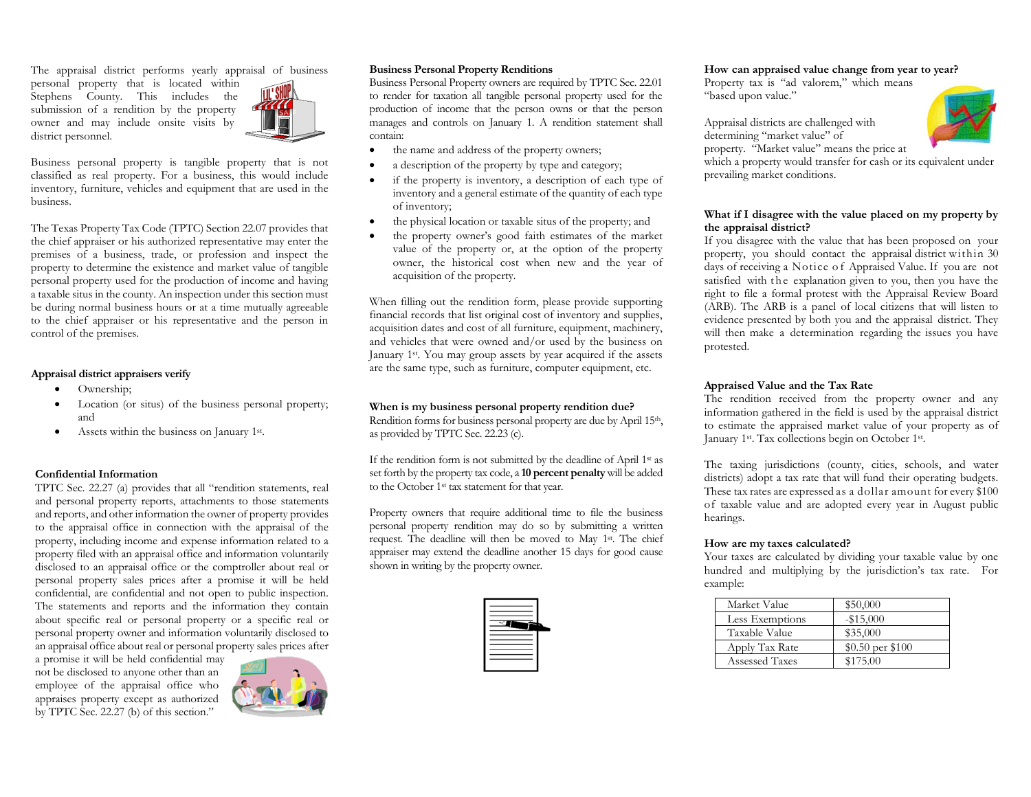The appraisal district performs yearly appraisal of business personal property that is located within Stephens County. This includes the submission of a rendition by the property owner and may include onsite visits by district personnel.

Business personal property is tangible property that is not classified as real property. For a business, this would include inventory, furniture, vehicles and equipment that are used in the business.

The Texas Property Tax Code (TPTC) Section 22.07 provides that the chief appraiser or his authorized representative may enter the premises of a business, trade, or profession and inspect the property to determine the existence and market value of tangible personal property used for the production of income and having a taxable situs in the county. An inspection under this section must be during normal business hours or at a time mutually agreeable to the chief appraiser or his representative and the person in control of the premises.

**Appraisal district appraisers verify**

- Ownership;
- Location (or situs) of the business personal property; and
- Assets within the business on January 1st.

**Confidential Information**

TPTC Sec. 22.27 (a) provides that all "rendition statements, real and personal property reports, attachments to those statements and reports, and other information the owner of property provides to the appraisal office in connection with the appraisal of the property, including income and expense information related to a property filed with an appraisal office and information voluntarily disclosed to an appraisal office or the comptroller about real or personal property sales prices after a promise it will be held confidential, are confidential and not open to public inspection. The statements and reports and the information they contain about specific real or personal property or a specific real or personal property owner and information voluntarily disclosed to an appraisal office about real or personal property sales prices after a promise it will be held confidential may not be disclosed to anyone other than an employee of the appraisal office who appraises property except as authorized by TPTC Sec. 22.27 (b) of this section."

**Business Personal Property Renditions**

Business Personal Property owners are required by TPTC Sec. 22.01 to render for taxation all tangible personal property used for the production of income that the person owns or that the person manages and controls on January 1. A rendition statement shall contain:

- the name and address of the property owners;
- a description of the property by type and category;
- if the property is inventory, a description of each type of inventory and a general estimate of the quantity of each type of inventory;
- the physical location or taxable situs of the property; and
- the property owner's good faith estimates of the market value of the property or, at the option of the property owner, the historical cost when new and the year of acquisition of the property.

When filling out the rendition form, please provide supporting financial records that list original cost of inventory and supplies, acquisition dates and cost of all furniture, equipment, machinery, and vehicles that were owned and/or used by the business on January 1st. You may group assets by year acquired if the assets are the same type, such as furniture, computer equipment, etc.

**When is my business personal property rendition due?**

Rendition forms for business personal property are due by April 15th, as provided by TPTC Sec. 22.23 (c).

If the rendition form is not submitted by the deadline of April 1st as set forth by the property tax code, a **10 percent penalty** will be added to the October 1st tax statement for that year.

Property owners that require additional time to file the business personal property rendition may do so by submitting a written request. The deadline will then be moved to May 1st. The chief appraiser may extend the deadline another 15 days for good cause shown in writing by the property owner.

**How can appraised value change from year to year?**

Property tax is "ad valorem," which means "based upon value."

Appraisal districts are challenged with determining "market value" of property. "Market value" means the price at which a property would transfer for cash or its equivalent under prevailing market conditions.

**What if I disagree with the value placed on my property by the appraisal district?**

If you disagree with the value that has been proposed on your property, you should contact the appraisal district within 30 days of receiving a Notice of Appraised Value. If you are not satisfied with the explanation given to you, then you have the right to file a formal protest with the Appraisal Review Board (ARB). The ARB is a panel of local citizens that will listen to evidence presented by both you and the appraisal district. They will then make a determination regarding the issues you have protested.

**Appraised Value and the Tax Rate**

The rendition received from the property owner and any information gathered in the field is used by the appraisal district to estimate the appraised market value of your property as of January 1st. Tax collections begin on October 1st.

The taxing jurisdictions (county, cities, schools, and water districts) adopt a tax rate that will fund their operating budgets. These tax rates are expressed as a dollar amount for every $100 of taxable value and are adopted every year in August public hearings.

**How are my taxes calculated?**

Your taxes are calculated by dividing your taxable value by one hundred and multiplying by the jurisdiction's tax rate. For example:

| | |
|---|---|
| Market Value | $50,000 |
| Less Exemptions | -$15,000 |
| Taxable Value | $35,000 |
| Apply Tax Rate | $0.50 per $100 |
| Assessed Taxes | $175.00 |